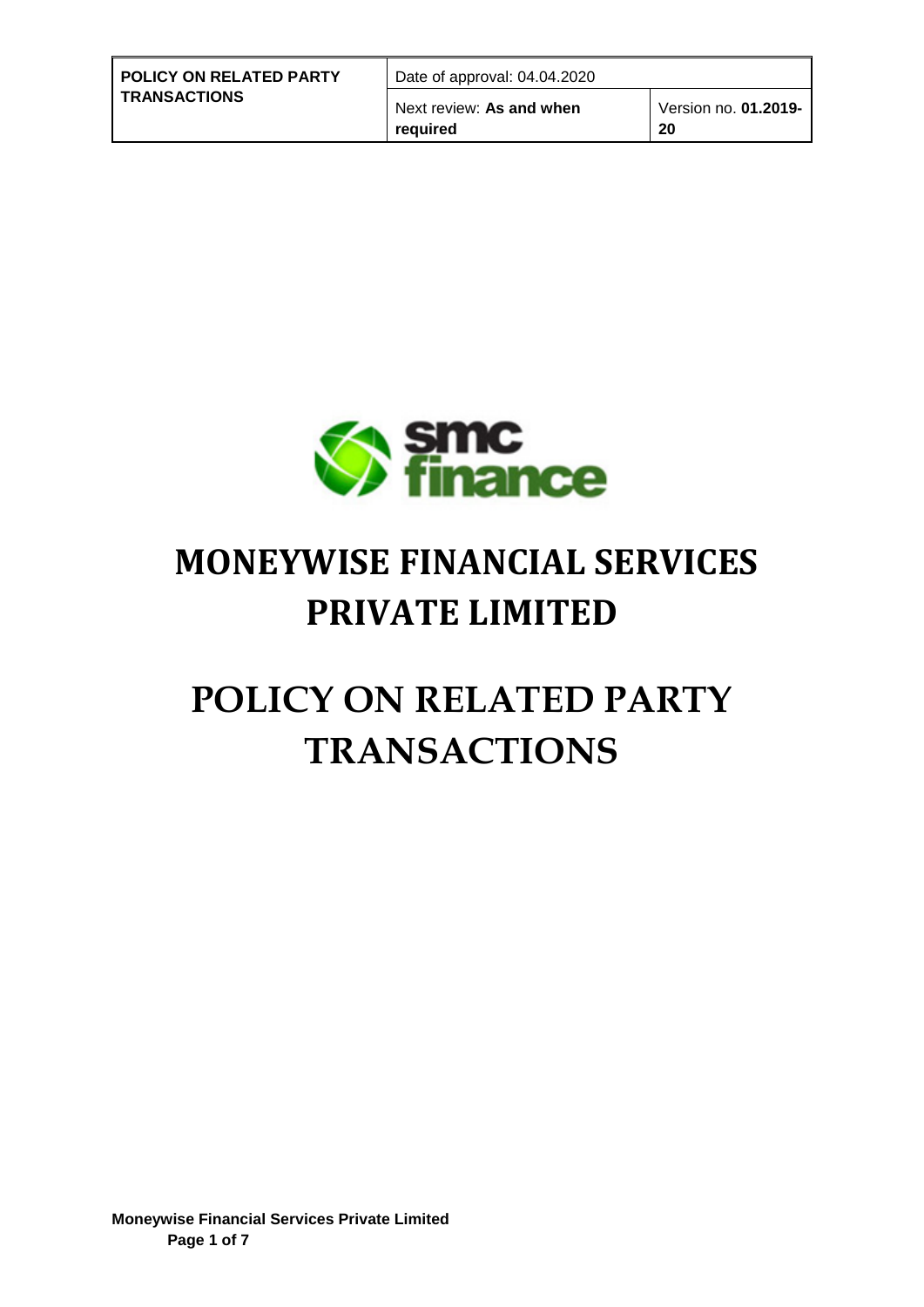| POLICY ON RELATED PARTY TRANSACTIONS | Date of approval: 04.04.2020 | |
|---|---|---|
| | Next review: **As and when required** | Version no. **01.2019-20** |

# MONEYWISE FINANCIAL SERVICES PRIVATE LIMITED

# POLICY ON RELATED PARTY TRANSACTIONS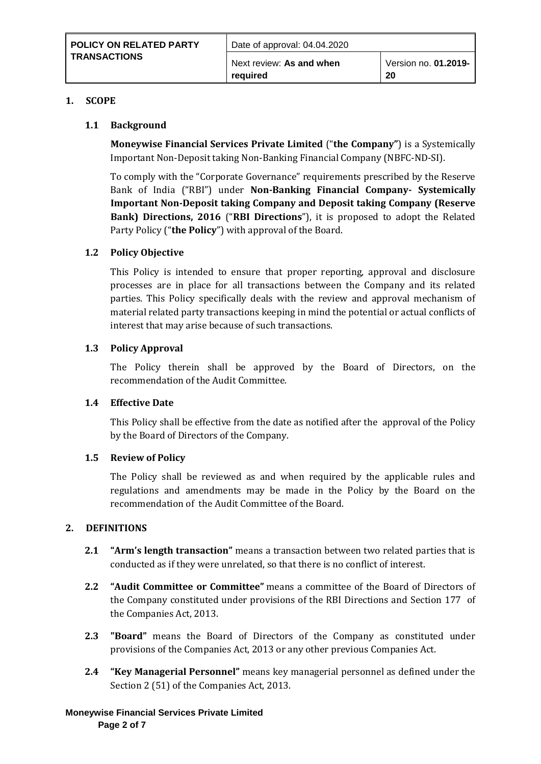| POLICY ON RELATED PARTY TRANSACTIONS | Date of approval: 04.04.2020 | |
|---|---|---|
| | Next review: **As and when required** | Version no. **01.2019-20** |

## 1. SCOPE

### 1.1 Background

**Moneywise Financial Services Private Limited** ("**the Company"**) is a Systemically Important Non-Deposit taking Non-Banking Financial Company (NBFC-ND-SI).

To comply with the "Corporate Governance" requirements prescribed by the Reserve Bank of India ("RBI") under **Non-Banking Financial Company- Systemically Important Non-Deposit taking Company and Deposit taking Company (Reserve Bank) Directions, 2016** ("**RBI Directions**"), it is proposed to adopt the Related Party Policy ("**the Policy**") with approval of the Board.

### 1.2 Policy Objective

This Policy is intended to ensure that proper reporting, approval and disclosure processes are in place for all transactions between the Company and its related parties. This Policy specifically deals with the review and approval mechanism of material related party transactions keeping in mind the potential or actual conflicts of interest that may arise because of such transactions.

### 1.3 Policy Approval

The Policy therein shall be approved by the Board of Directors, on the recommendation of the Audit Committee.

### 1.4 Effective Date

This Policy shall be effective from the date as notified after the approval of the Policy by the Board of Directors of the Company.

### 1.5 Review of Policy

The Policy shall be reviewed as and when required by the applicable rules and regulations and amendments may be made in the Policy by the Board on the recommendation of the Audit Committee of the Board.

## 2. DEFINITIONS

**2.1 "Arm's length transaction"** means a transaction between two related parties that is conducted as if they were unrelated, so that there is no conflict of interest.

**2.2 "Audit Committee or Committee"** means a committee of the Board of Directors of the Company constituted under provisions of the RBI Directions and Section 177 of the Companies Act, 2013.

**2.3 "Board"** means the Board of Directors of the Company as constituted under provisions of the Companies Act, 2013 or any other previous Companies Act.

**2.4 "Key Managerial Personnel"** means key managerial personnel as defined under the Section 2 (51) of the Companies Act, 2013.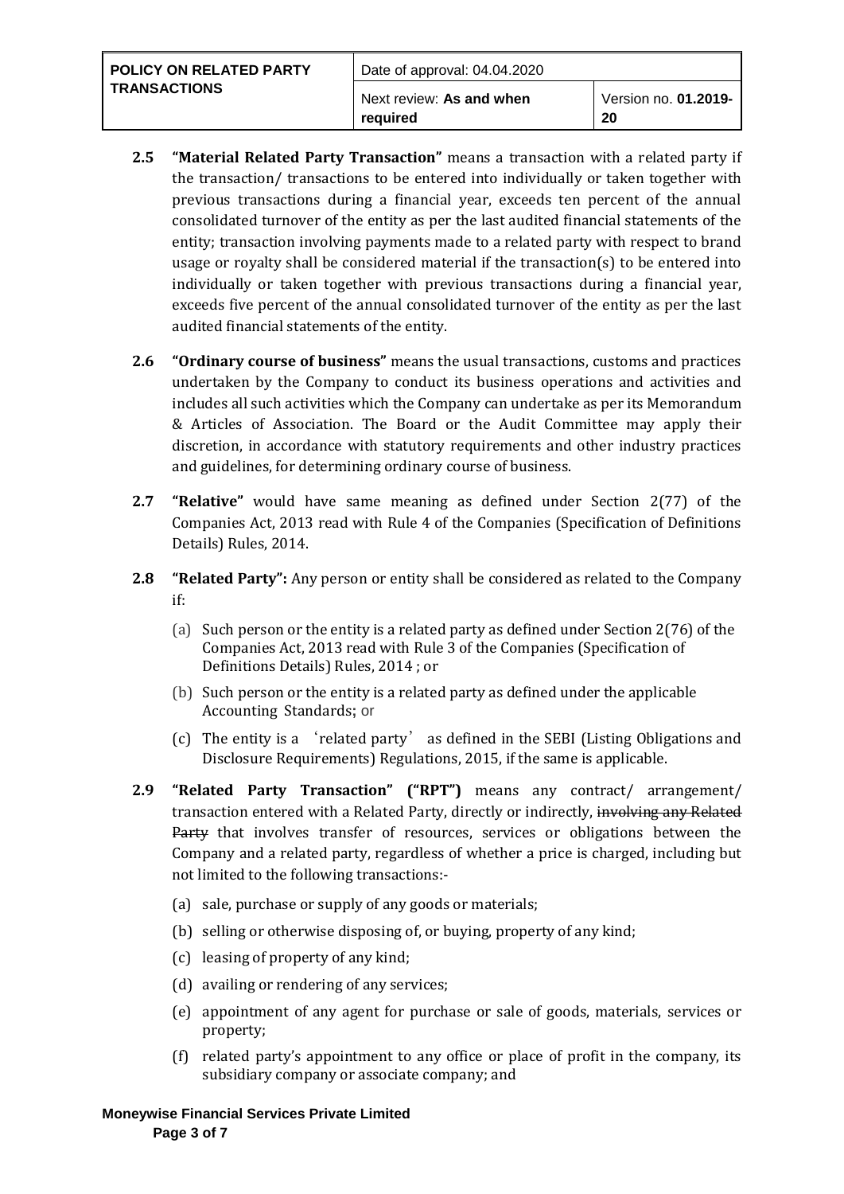**2.5** **"Material Related Party Transaction"** means a transaction with a related party if the transaction/ transactions to be entered into individually or taken together with previous transactions during a financial year, exceeds ten percent of the annual consolidated turnover of the entity as per the last audited financial statements of the entity; transaction involving payments made to a related party with respect to brand usage or royalty shall be considered material if the transaction(s) to be entered into individually or taken together with previous transactions during a financial year, exceeds five percent of the annual consolidated turnover of the entity as per the last audited financial statements of the entity.

**2.6** **"Ordinary course of business"** means the usual transactions, customs and practices undertaken by the Company to conduct its business operations and activities and includes all such activities which the Company can undertake as per its Memorandum & Articles of Association. The Board or the Audit Committee may apply their discretion, in accordance with statutory requirements and other industry practices and guidelines, for determining ordinary course of business.

**2.7** **"Relative"** would have same meaning as defined under Section 2(77) of the Companies Act, 2013 read with Rule 4 of the Companies (Specification of Definitions Details) Rules, 2014.

**2.8** **"Related Party":** Any person or entity shall be considered as related to the Company if:

(a) Such person or the entity is a related party as defined under Section 2(76) of the Companies Act, 2013 read with Rule 3 of the Companies (Specification of Definitions Details) Rules, 2014 ; or

(b) Such person or the entity is a related party as defined under the applicable Accounting Standards; or

(c) The entity is a 'related party' as defined in the SEBI (Listing Obligations and Disclosure Requirements) Regulations, 2015, if the same is applicable.

**2.9** **"Related Party Transaction" ("RPT")** means any contract/ arrangement/ transaction entered with a Related Party, directly or indirectly, ~~involving any Related Party~~ that involves transfer of resources, services or obligations between the Company and a related party, regardless of whether a price is charged, including but not limited to the following transactions:-

(a) sale, purchase or supply of any goods or materials;

(b) selling or otherwise disposing of, or buying, property of any kind;

(c) leasing of property of any kind;

(d) availing or rendering of any services;

(e) appointment of any agent for purchase or sale of goods, materials, services or property;

(f) related party's appointment to any office or place of profit in the company, its subsidiary company or associate company; and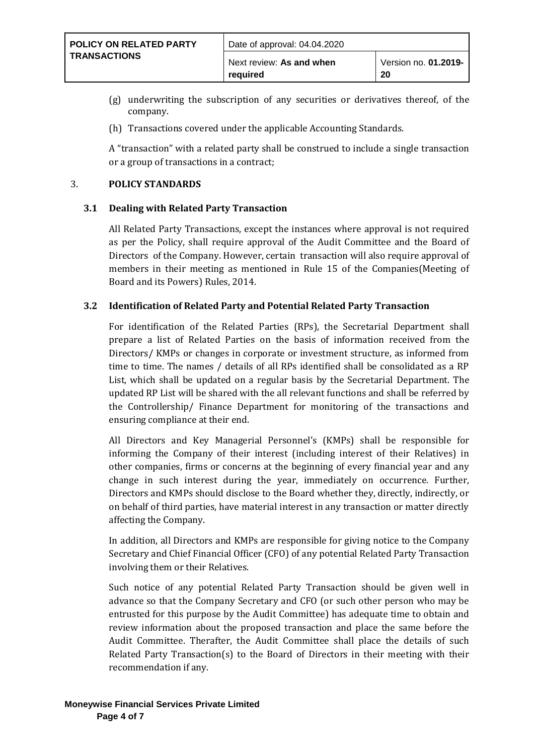(g) underwriting the subscription of any securities or derivatives thereof, of the company.

(h) Transactions covered under the applicable Accounting Standards.

A "transaction" with a related party shall be construed to include a single transaction or a group of transactions in a contract;

## 3. POLICY STANDARDS

### 3.1 Dealing with Related Party Transaction

All Related Party Transactions, except the instances where approval is not required as per the Policy, shall require approval of the Audit Committee and the Board of Directors of the Company. However, certain transaction will also require approval of members in their meeting as mentioned in Rule 15 of the Companies(Meeting of Board and its Powers) Rules, 2014.

### 3.2 Identification of Related Party and Potential Related Party Transaction

For identification of the Related Parties (RPs), the Secretarial Department shall prepare a list of Related Parties on the basis of information received from the Directors/ KMPs or changes in corporate or investment structure, as informed from time to time. The names / details of all RPs identified shall be consolidated as a RP List, which shall be updated on a regular basis by the Secretarial Department. The updated RP List will be shared with the all relevant functions and shall be referred by the Controllership/ Finance Department for monitoring of the transactions and ensuring compliance at their end.

All Directors and Key Managerial Personnel's (KMPs) shall be responsible for informing the Company of their interest (including interest of their Relatives) in other companies, firms or concerns at the beginning of every financial year and any change in such interest during the year, immediately on occurrence. Further, Directors and KMPs should disclose to the Board whether they, directly, indirectly, or on behalf of third parties, have material interest in any transaction or matter directly affecting the Company.

In addition, all Directors and KMPs are responsible for giving notice to the Company Secretary and Chief Financial Officer (CFO) of any potential Related Party Transaction involving them or their Relatives.

Such notice of any potential Related Party Transaction should be given well in advance so that the Company Secretary and CFO (or such other person who may be entrusted for this purpose by the Audit Committee) has adequate time to obtain and review information about the proposed transaction and place the same before the Audit Committee. Therafter, the Audit Committee shall place the details of such Related Party Transaction(s) to the Board of Directors in their meeting with their recommendation if any.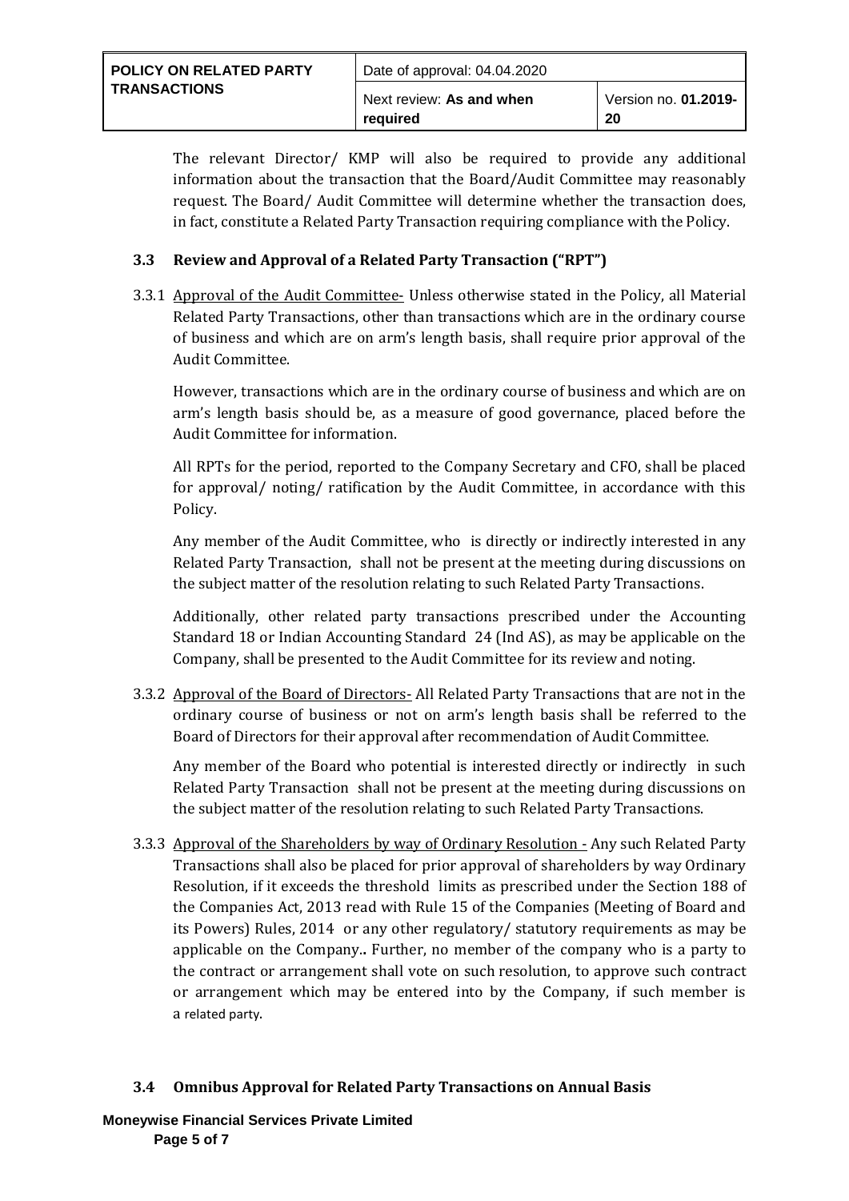The relevant Director/ KMP will also be required to provide any additional information about the transaction that the Board/Audit Committee may reasonably request. The Board/ Audit Committee will determine whether the transaction does, in fact, constitute a Related Party Transaction requiring compliance with the Policy.

### 3.3 Review and Approval of a Related Party Transaction ("RPT")

3.3.1 Approval of the Audit Committee- Unless otherwise stated in the Policy, all Material Related Party Transactions, other than transactions which are in the ordinary course of business and which are on arm's length basis, shall require prior approval of the Audit Committee.

However, transactions which are in the ordinary course of business and which are on arm's length basis should be, as a measure of good governance, placed before the Audit Committee for information.

All RPTs for the period, reported to the Company Secretary and CFO, shall be placed for approval/ noting/ ratification by the Audit Committee, in accordance with this Policy.

Any member of the Audit Committee, who is directly or indirectly interested in any Related Party Transaction, shall not be present at the meeting during discussions on the subject matter of the resolution relating to such Related Party Transactions.

Additionally, other related party transactions prescribed under the Accounting Standard 18 or Indian Accounting Standard 24 (Ind AS), as may be applicable on the Company, shall be presented to the Audit Committee for its review and noting.

3.3.2 Approval of the Board of Directors- All Related Party Transactions that are not in the ordinary course of business or not on arm's length basis shall be referred to the Board of Directors for their approval after recommendation of Audit Committee.

Any member of the Board who potential is interested directly or indirectly in such Related Party Transaction shall not be present at the meeting during discussions on the subject matter of the resolution relating to such Related Party Transactions.

3.3.3 Approval of the Shareholders by way of Ordinary Resolution - Any such Related Party Transactions shall also be placed for prior approval of shareholders by way Ordinary Resolution, if it exceeds the threshold limits as prescribed under the Section 188 of the Companies Act, 2013 read with Rule 15 of the Companies (Meeting of Board and its Powers) Rules, 2014 or any other regulatory/ statutory requirements as may be applicable on the Company.. Further, no member of the company who is a party to the contract or arrangement shall vote on such resolution, to approve such contract or arrangement which may be entered into by the Company, if such member is a related party.

### 3.4 Omnibus Approval for Related Party Transactions on Annual Basis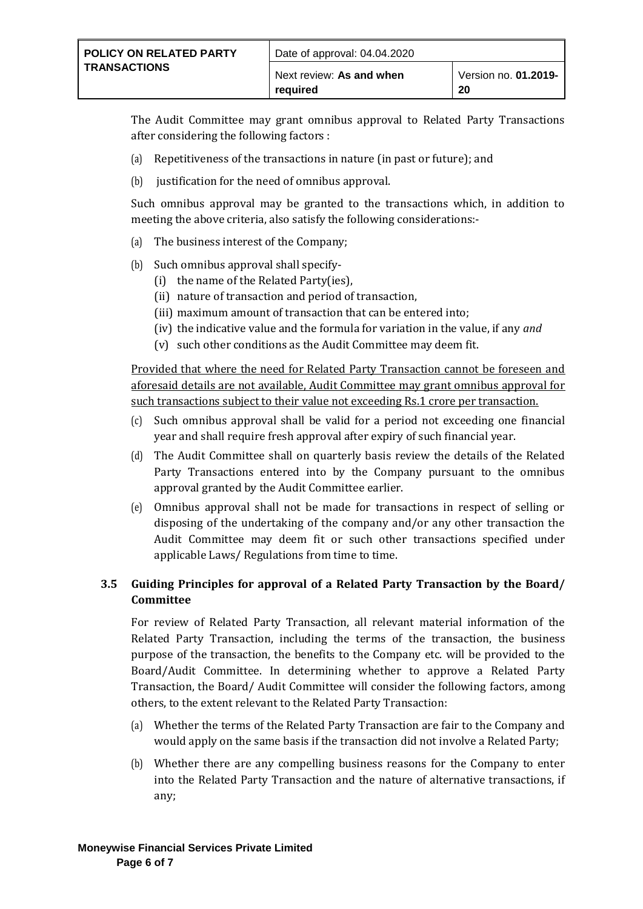The Audit Committee may grant omnibus approval to Related Party Transactions after considering the following factors :

(a) Repetitiveness of the transactions in nature (in past or future); and

(b) justification for the need of omnibus approval.

Such omnibus approval may be granted to the transactions which, in addition to meeting the above criteria, also satisfy the following considerations:-

(a) The business interest of the Company;

(b) Such omnibus approval shall specify-
   (i) the name of the Related Party(ies),
   (ii) nature of transaction and period of transaction,
   (iii) maximum amount of transaction that can be entered into;
   (iv) the indicative value and the formula for variation in the value, if any *and*
   (v) such other conditions as the Audit Committee may deem fit.

<u>Provided that where the need for Related Party Transaction cannot be foreseen and aforesaid details are not available, Audit Committee may grant omnibus approval for such transactions subject to their value not exceeding Rs.1 crore per transaction.</u>

(c) Such omnibus approval shall be valid for a period not exceeding one financial year and shall require fresh approval after expiry of such financial year.

(d) The Audit Committee shall on quarterly basis review the details of the Related Party Transactions entered into by the Company pursuant to the omnibus approval granted by the Audit Committee earlier.

(e) Omnibus approval shall not be made for transactions in respect of selling or disposing of the undertaking of the company and/or any other transaction the Audit Committee may deem fit or such other transactions specified under applicable Laws/ Regulations from time to time.

### 3.5 Guiding Principles for approval of a Related Party Transaction by the Board/ Committee

For review of Related Party Transaction, all relevant material information of the Related Party Transaction, including the terms of the transaction, the business purpose of the transaction, the benefits to the Company etc. will be provided to the Board/Audit Committee. In determining whether to approve a Related Party Transaction, the Board/ Audit Committee will consider the following factors, among others, to the extent relevant to the Related Party Transaction:

(a) Whether the terms of the Related Party Transaction are fair to the Company and would apply on the same basis if the transaction did not involve a Related Party;

(b) Whether there are any compelling business reasons for the Company to enter into the Related Party Transaction and the nature of alternative transactions, if any;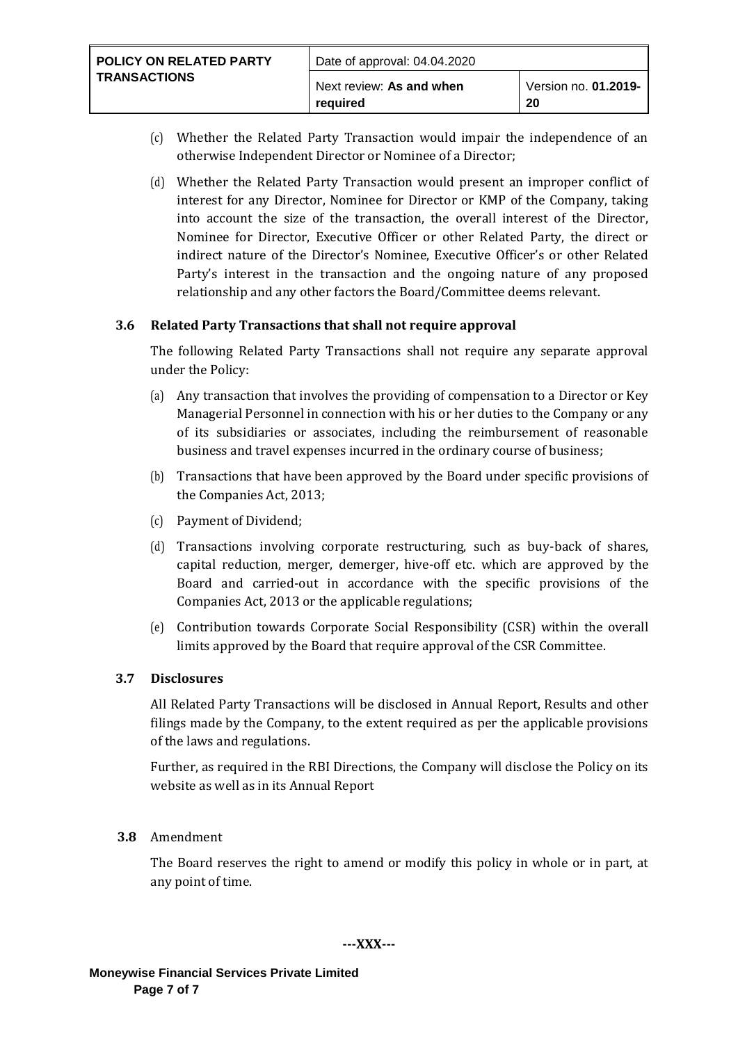(c) Whether the Related Party Transaction would impair the independence of an otherwise Independent Director or Nominee of a Director;

(d) Whether the Related Party Transaction would present an improper conflict of interest for any Director, Nominee for Director or KMP of the Company, taking into account the size of the transaction, the overall interest of the Director, Nominee for Director, Executive Officer or other Related Party, the direct or indirect nature of the Director's Nominee, Executive Officer's or other Related Party's interest in the transaction and the ongoing nature of any proposed relationship and any other factors the Board/Committee deems relevant.

### 3.6 Related Party Transactions that shall not require approval

The following Related Party Transactions shall not require any separate approval under the Policy:

(a) Any transaction that involves the providing of compensation to a Director or Key Managerial Personnel in connection with his or her duties to the Company or any of its subsidiaries or associates, including the reimbursement of reasonable business and travel expenses incurred in the ordinary course of business;

(b) Transactions that have been approved by the Board under specific provisions of the Companies Act, 2013;

(c) Payment of Dividend;

(d) Transactions involving corporate restructuring, such as buy-back of shares, capital reduction, merger, demerger, hive-off etc. which are approved by the Board and carried-out in accordance with the specific provisions of the Companies Act, 2013 or the applicable regulations;

(e) Contribution towards Corporate Social Responsibility (CSR) within the overall limits approved by the Board that require approval of the CSR Committee.

### 3.7 Disclosures

All Related Party Transactions will be disclosed in Annual Report, Results and other filings made by the Company, to the extent required as per the applicable provisions of the laws and regulations.

Further, as required in the RBI Directions, the Company will disclose the Policy on its website as well as in its Annual Report

### 3.8 Amendment

The Board reserves the right to amend or modify this policy in whole or in part, at any point of time.

**---XXX---**